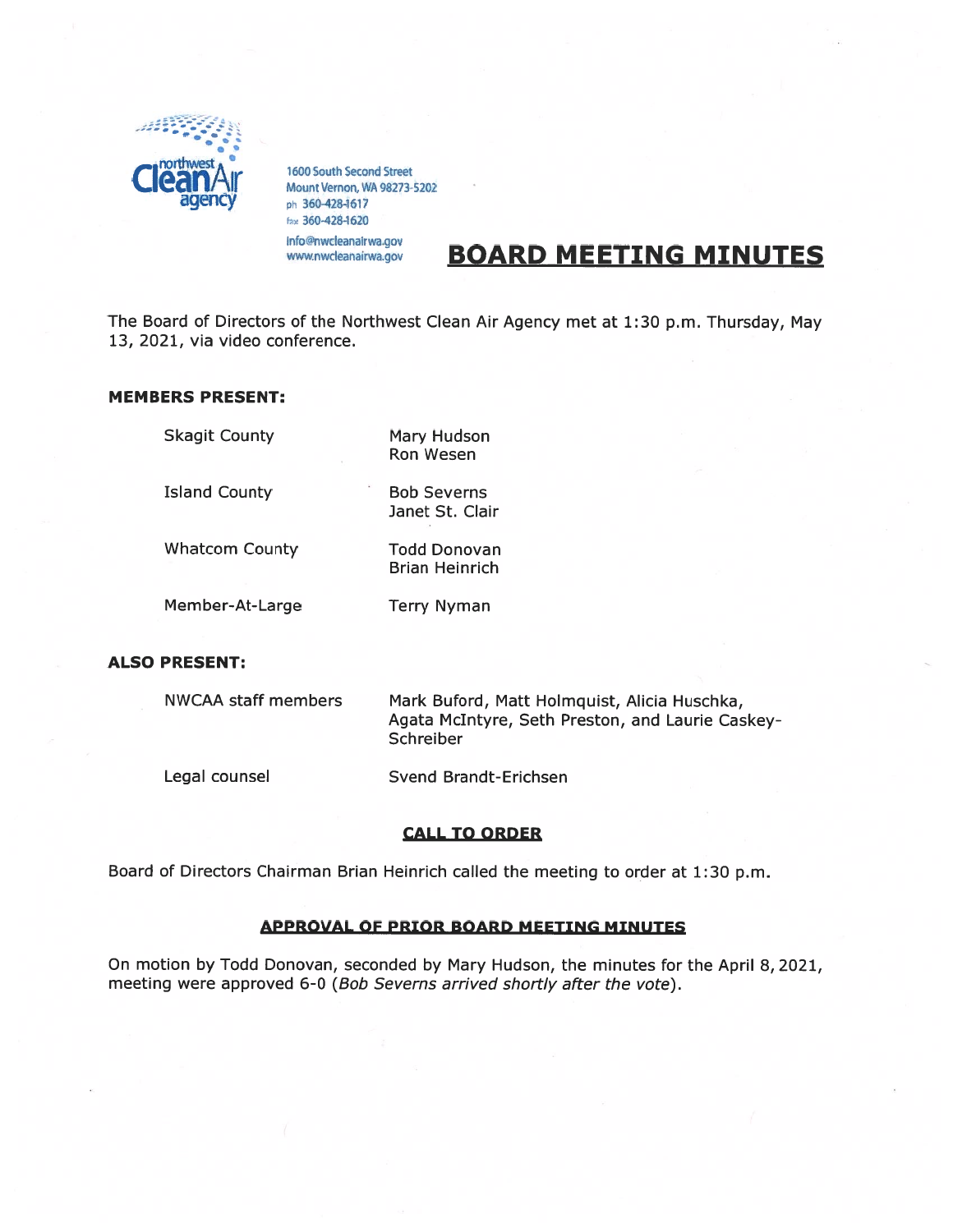northwest Clean Air agency

1600 South Second Street
Mount Vernon, WA 98273-5202
ph 360-428-1617
fax 360-428-1620
info@nwcleanairwa.gov
www.nwcleanairwa.gov

# BOARD MEETING MINUTES

The Board of Directors of the Northwest Clean Air Agency met at 1:30 p.m. Thursday, May 13, 2021, via video conference.

**MEMBERS PRESENT:**

| | |
|---|---|
| Skagit County | Mary Hudson<br>Ron Wesen |
| Island County | Bob Severns<br>Janet St. Clair |
| Whatcom County | Todd Donovan<br>Brian Heinrich |
| Member-At-Large | Terry Nyman |

**ALSO PRESENT:**

| | |
|---|---|
| NWCAA staff members | Mark Buford, Matt Holmquist, Alicia Huschka, Agata McIntyre, Seth Preston, and Laurie Caskey-Schreiber |
| Legal counsel | Svend Brandt-Erichsen |

## CALL TO ORDER

Board of Directors Chairman Brian Heinrich called the meeting to order at 1:30 p.m.

## APPROVAL OF PRIOR BOARD MEETING MINUTES

On motion by Todd Donovan, seconded by Mary Hudson, the minutes for the April 8, 2021, meeting were approved 6-0 (*Bob Severns arrived shortly after the vote*).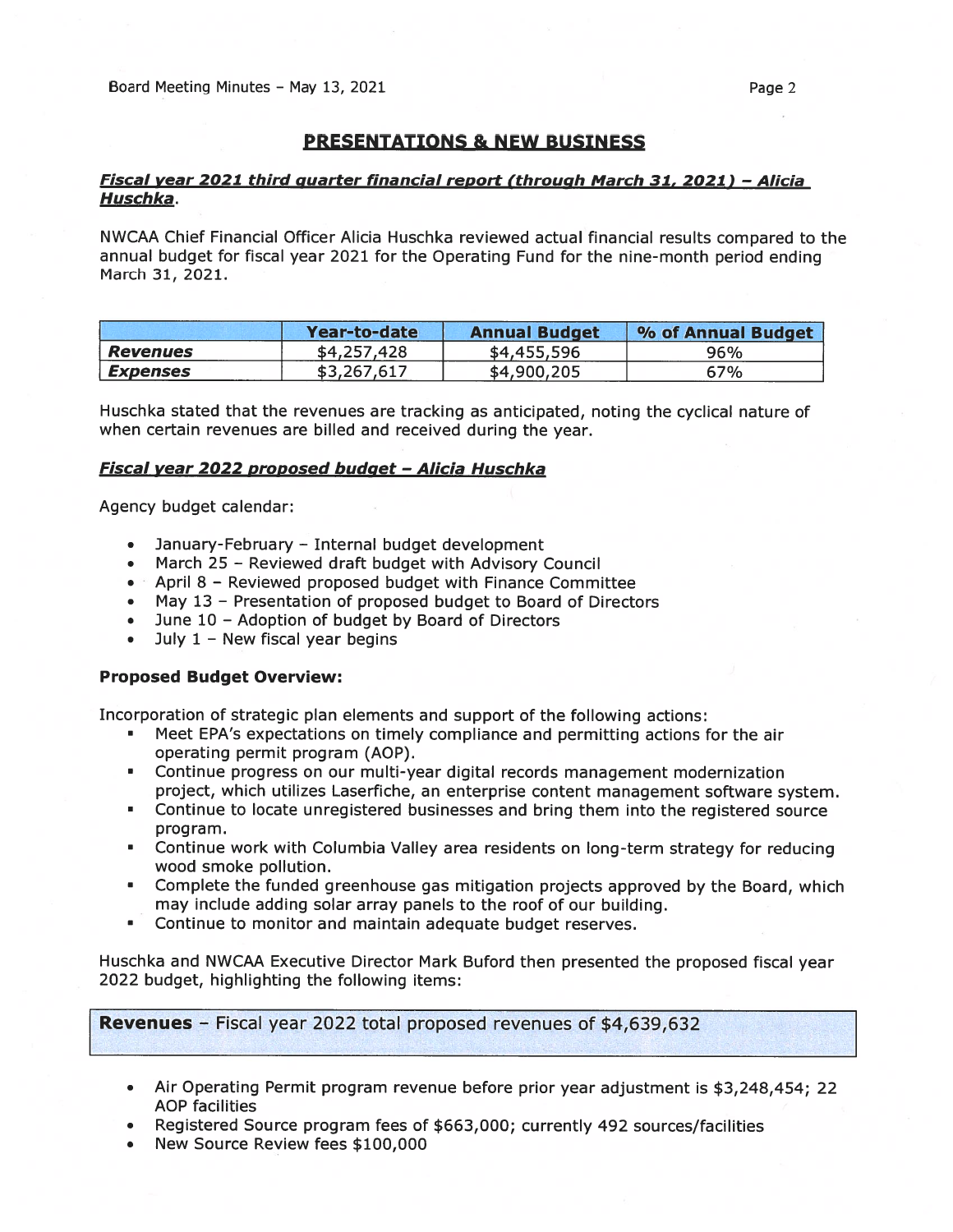## PRESENTATIONS & NEW BUSINESS

***Fiscal year 2021 third quarter financial report (through March 31, 2021) – Alicia Huschka*.**

NWCAA Chief Financial Officer Alicia Huschka reviewed actual financial results compared to the annual budget for fiscal year 2021 for the Operating Fund for the nine-month period ending March 31, 2021.

| | Year-to-date | Annual Budget | % of Annual Budget |
|---|---|---|---|
| ***Revenues*** | $4,257,428 | $4,455,596 | 96% |
| ***Expenses*** | $3,267,617 | $4,900,205 | 67% |

Huschka stated that the revenues are tracking as anticipated, noting the cyclical nature of when certain revenues are billed and received during the year.

***Fiscal year 2022 proposed budget – Alicia Huschka***

Agency budget calendar:

- January-February – Internal budget development
- March 25 – Reviewed draft budget with Advisory Council
- April 8 – Reviewed proposed budget with Finance Committee
- May 13 – Presentation of proposed budget to Board of Directors
- June 10 – Adoption of budget by Board of Directors
- July 1 – New fiscal year begins

**Proposed Budget Overview:**

Incorporation of strategic plan elements and support of the following actions:

- Meet EPA's expectations on timely compliance and permitting actions for the air operating permit program (AOP).
- Continue progress on our multi-year digital records management modernization project, which utilizes Laserfiche, an enterprise content management software system.
- Continue to locate unregistered businesses and bring them into the registered source program.
- Continue work with Columbia Valley area residents on long-term strategy for reducing wood smoke pollution.
- Complete the funded greenhouse gas mitigation projects approved by the Board, which may include adding solar array panels to the roof of our building.
- Continue to monitor and maintain adequate budget reserves.

Huschka and NWCAA Executive Director Mark Buford then presented the proposed fiscal year 2022 budget, highlighting the following items:

**Revenues** – Fiscal year 2022 total proposed revenues of $4,639,632

- Air Operating Permit program revenue before prior year adjustment is $3,248,454; 22 AOP facilities
- Registered Source program fees of $663,000; currently 492 sources/facilities
- New Source Review fees $100,000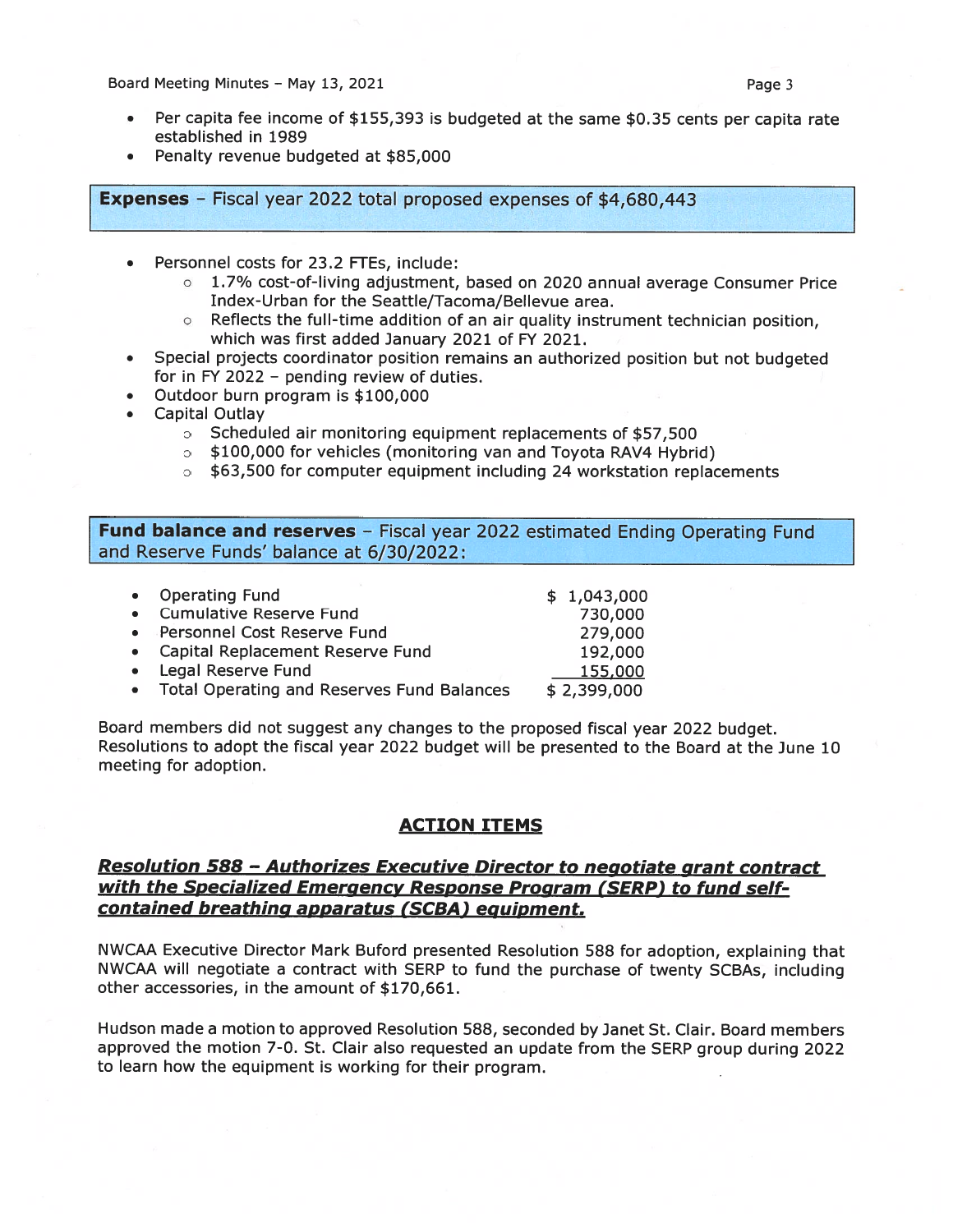- Per capita fee income of $155,393 is budgeted at the same $0.35 cents per capita rate established in 1989
- Penalty revenue budgeted at $85,000

**Expenses** – Fiscal year 2022 total proposed expenses of $4,680,443

- Personnel costs for 23.2 FTEs, include:
  - 1.7% cost-of-living adjustment, based on 2020 annual average Consumer Price Index-Urban for the Seattle/Tacoma/Bellevue area.
  - Reflects the full-time addition of an air quality instrument technician position, which was first added January 2021 of FY 2021.
- Special projects coordinator position remains an authorized position but not budgeted for in FY 2022 – pending review of duties.
- Outdoor burn program is $100,000
- Capital Outlay
  - Scheduled air monitoring equipment replacements of $57,500
  - $100,000 for vehicles (monitoring van and Toyota RAV4 Hybrid)
  - $63,500 for computer equipment including 24 workstation replacements

**Fund balance and reserves** – Fiscal year 2022 estimated Ending Operating Fund and Reserve Funds' balance at 6/30/2022:

| | |
|---|---|
| • Operating Fund | $ 1,043,000 |
| • Cumulative Reserve Fund | 730,000 |
| • Personnel Cost Reserve Fund | 279,000 |
| • Capital Replacement Reserve Fund | 192,000 |
| • Legal Reserve Fund | 155,000 |
| • Total Operating and Reserves Fund Balances | $ 2,399,000 |

Board members did not suggest any changes to the proposed fiscal year 2022 budget. Resolutions to adopt the fiscal year 2022 budget will be presented to the Board at the June 10 meeting for adoption.

## ACTION ITEMS

### *Resolution 588 – Authorizes Executive Director to negotiate grant contract with the Specialized Emergency Response Program (SERP) to fund self-contained breathing apparatus (SCBA) equipment.*

NWCAA Executive Director Mark Buford presented Resolution 588 for adoption, explaining that NWCAA will negotiate a contract with SERP to fund the purchase of twenty SCBAs, including other accessories, in the amount of $170,661.

Hudson made a motion to approved Resolution 588, seconded by Janet St. Clair. Board members approved the motion 7-0. St. Clair also requested an update from the SERP group during 2022 to learn how the equipment is working for their program.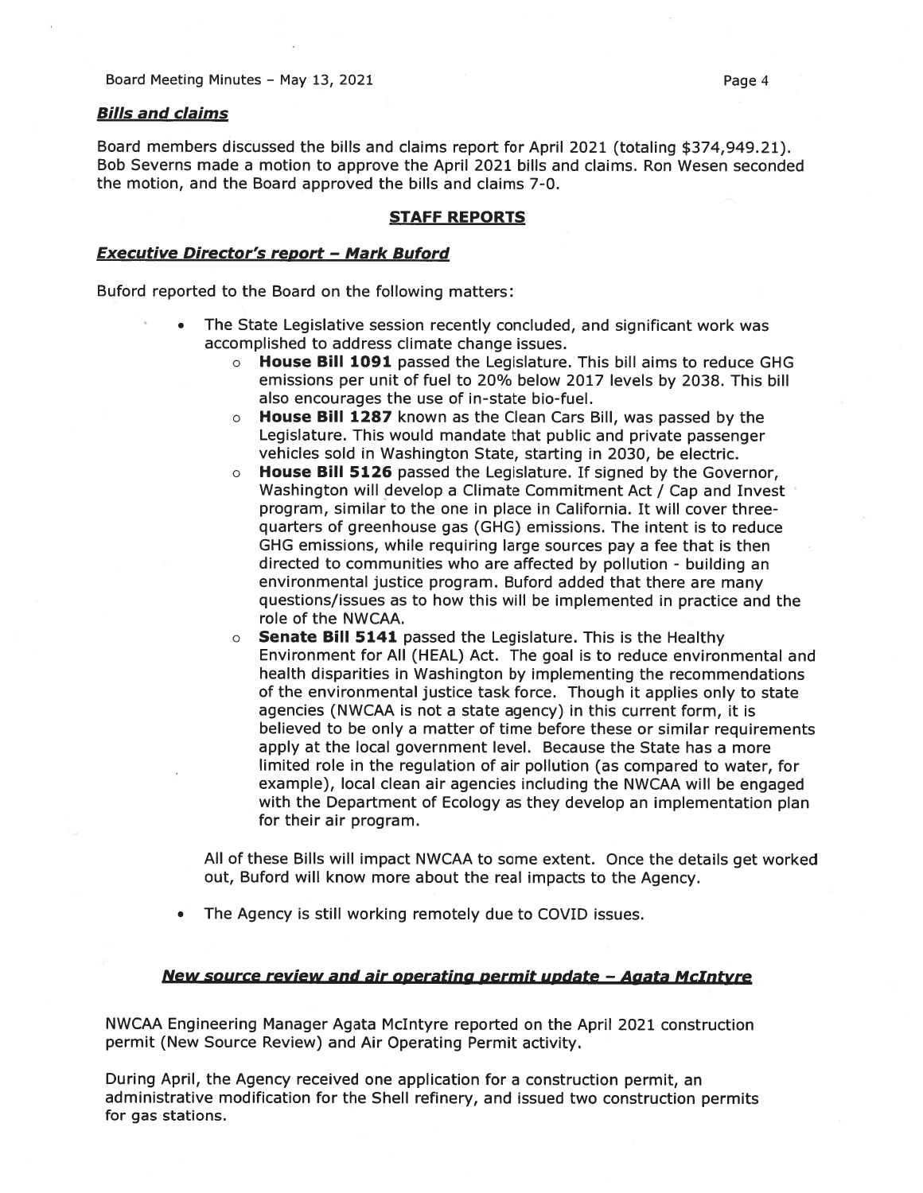### *Bills and claims*

Board members discussed the bills and claims report for April 2021 (totaling $374,949.21). Bob Severns made a motion to approve the April 2021 bills and claims. Ron Wesen seconded the motion, and the Board approved the bills and claims 7-0.

## STAFF REPORTS

### *Executive Director's report – Mark Buford*

Buford reported to the Board on the following matters:

- The State Legislative session recently concluded, and significant work was accomplished to address climate change issues.
  - **House Bill 1091** passed the Legislature. This bill aims to reduce GHG emissions per unit of fuel to 20% below 2017 levels by 2038. This bill also encourages the use of in-state bio-fuel.
  - **House Bill 1287** known as the Clean Cars Bill, was passed by the Legislature. This would mandate that public and private passenger vehicles sold in Washington State, starting in 2030, be electric.
  - **House Bill 5126** passed the Legislature. If signed by the Governor, Washington will develop a Climate Commitment Act / Cap and Invest program, similar to the one in place in California. It will cover three-quarters of greenhouse gas (GHG) emissions. The intent is to reduce GHG emissions, while requiring large sources pay a fee that is then directed to communities who are affected by pollution - building an environmental justice program. Buford added that there are many questions/issues as to how this will be implemented in practice and the role of the NWCAA.
  - **Senate Bill 5141** passed the Legislature. This is the Healthy Environment for All (HEAL) Act. The goal is to reduce environmental and health disparities in Washington by implementing the recommendations of the environmental justice task force. Though it applies only to state agencies (NWCAA is not a state agency) in this current form, it is believed to be only a matter of time before these or similar requirements apply at the local government level. Because the State has a more limited role in the regulation of air pollution (as compared to water, for example), local clean air agencies including the NWCAA will be engaged with the Department of Ecology as they develop an implementation plan for their air program.

  All of these Bills will impact NWCAA to some extent. Once the details get worked out, Buford will know more about the real impacts to the Agency.

- The Agency is still working remotely due to COVID issues.

### *New source review and air operating permit update – Agata McIntyre*

NWCAA Engineering Manager Agata McIntyre reported on the April 2021 construction permit (New Source Review) and Air Operating Permit activity.

During April, the Agency received one application for a construction permit, an administrative modification for the Shell refinery, and issued two construction permits for gas stations.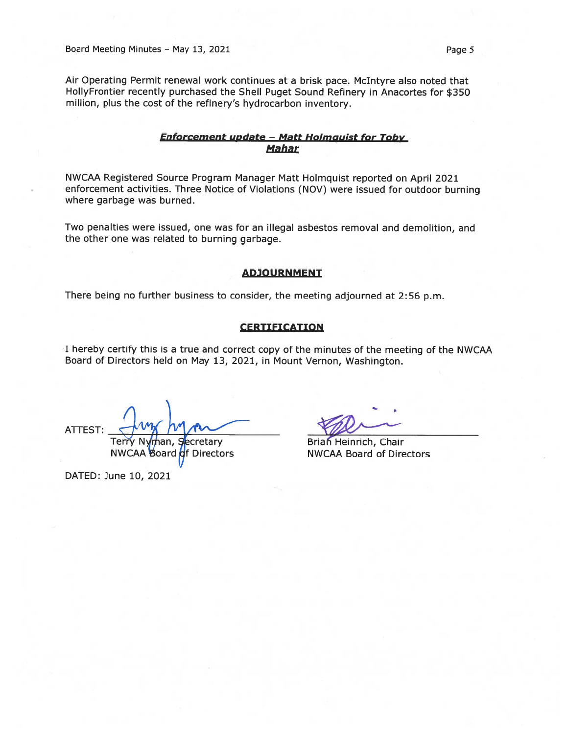Air Operating Permit renewal work continues at a brisk pace. McIntyre also noted that HollyFrontier recently purchased the Shell Puget Sound Refinery in Anacortes for $350 million, plus the cost of the refinery's hydrocarbon inventory.

### ***Enforcement update – Matt Holmquist for Toby Mahar***

NWCAA Registered Source Program Manager Matt Holmquist reported on April 2021 enforcement activities. Three Notice of Violations (NOV) were issued for outdoor burning where garbage was burned.

Two penalties were issued, one was for an illegal asbestos removal and demolition, and the other one was related to burning garbage.

## ADJOURNMENT

There being no further business to consider, the meeting adjourned at 2:56 p.m.

## CERTIFICATION

I hereby certify this is a true and correct copy of the minutes of the meeting of the NWCAA Board of Directors held on May 13, 2021, in Mount Vernon, Washington.

ATTEST: ______________________________
Terry Nyman, Secretary
NWCAA Board of Directors

______________________________
Brian Heinrich, Chair
NWCAA Board of Directors

DATED: June 10, 2021